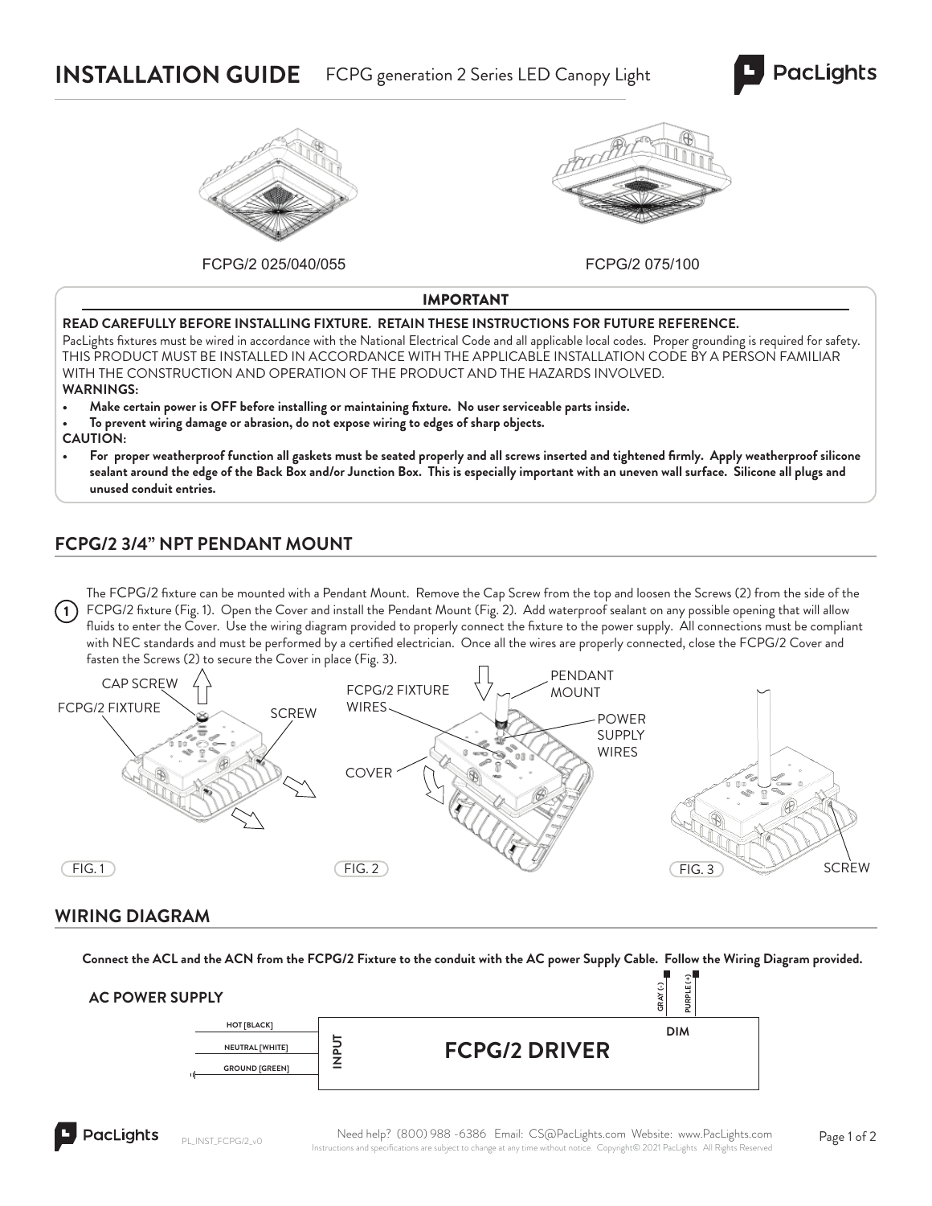# INSTALLATION GUIDE

FCPG generation 2 Series LED Canopy Light

FCPG/2 025/040/055

FCPG/2 075/100

## IMPORTANT

**READ CAREFULLY BEFORE INSTALLING FIXTURE. RETAIN THESE INSTRUCTIONS FOR FUTURE REFERENCE.**

PacLights fixtures must be wired in accordance with the National Electrical Code and all applicable local codes. Proper grounding is required for safety. THIS PRODUCT MUST BE INSTALLED IN ACCORDANCE WITH THE APPLICABLE INSTALLATION CODE BY A PERSON FAMILIAR WITH THE CONSTRUCTION AND OPERATION OF THE PRODUCT AND THE HAZARDS INVOLVED.

**WARNINGS:**

- **Make certain power is OFF before installing or maintaining fixture. No user serviceable parts inside.**
- **To prevent wiring damage or abrasion, do not expose wiring to edges of sharp objects.**

**CAUTION:**

- **For proper weatherproof function all gaskets must be seated properly and all screws inserted and tightened firmly. Apply weatherproof silicone sealant around the edge of the Back Box and/or Junction Box. This is especially important with an uneven wall surface. Silicone all plugs and unused conduit entries.**

## FCPG/2 3/4" NPT PENDANT MOUNT

1. The FCPG/2 fixture can be mounted with a Pendant Mount. Remove the Cap Screw from the top and loosen the Screws (2) from the side of the FCPG/2 fixture (Fig. 1). Open the Cover and install the Pendant Mount (Fig. 2). Add waterproof sealant on any possible opening that will allow fluids to enter the Cover. Use the wiring diagram provided to properly connect the fixture to the power supply. All connections must be compliant with NEC standards and must be performed by a certified electrician. Once all the wires are properly connected, close the FCPG/2 Cover and fasten the Screws (2) to secure the Cover in place (Fig. 3).

CAP SCREW, FCPG/2 FIXTURE, SCREW

FIG. 1

FCPG/2 FIXTURE WIRES, PENDANT MOUNT, POWER SUPPLY WIRES, COVER

FIG. 2

SCREW

FIG. 3

## WIRING DIAGRAM

**Connect the ACL and the ACN from the FCPG/2 Fixture to the conduit with the AC power Supply Cable. Follow the Wiring Diagram provided.**

**AC POWER SUPPLY**

- HOT [BLACK]
- NEUTRAL [WHITE]
- GROUND [GREEN]

INPUT — **FCPG/2 DRIVER** — DIM: GRAY (-), PURPLE (+)

Need help? (800) 988 -6386 Email: CS@PacLights.com Website: www.PacLights.com

Instructions and specifications are subject to change at any time without notice. Copyright© 2021 PacLights All Rights Reserved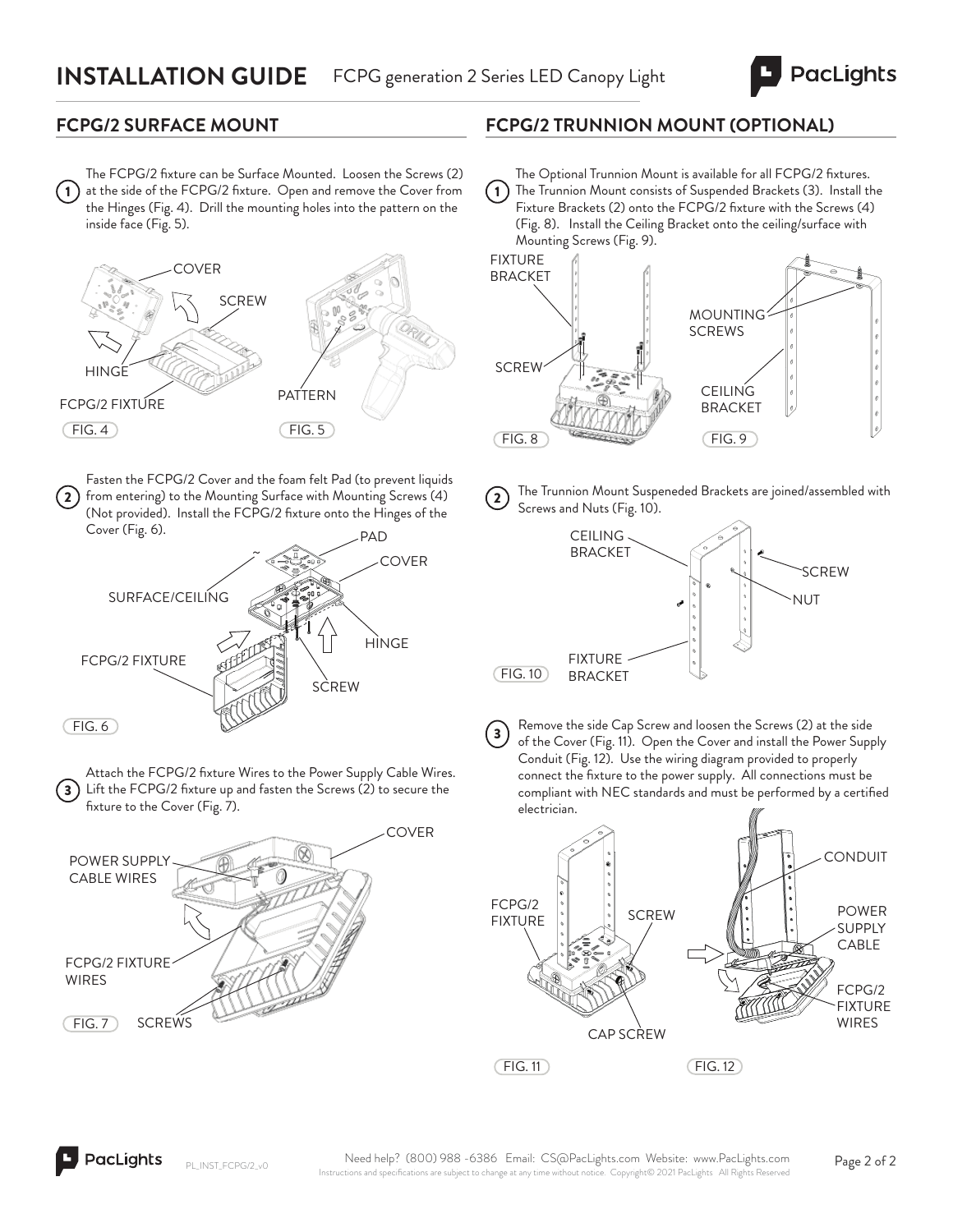# INSTALLATION GUIDE FCPG generation 2 Series LED Canopy Light

## FCPG/2 SURFACE MOUNT

1. The FCPG/2 fixture can be Surface Mounted. Loosen the Screws (2) at the side of the FCPG/2 fixture. Open and remove the Cover from the Hinges (Fig. 4). Drill the mounting holes into the pattern on the inside face (Fig. 5).

COVER
SCREW
HINGE
FCPG/2 FIXTURE
PATTERN

FIG. 4

FIG. 5

2. Fasten the FCPG/2 Cover and the foam felt Pad (to prevent liquids from entering) to the Mounting Surface with Mounting Screws (4) (Not provided). Install the FCPG/2 fixture onto the Hinges of the Cover (Fig. 6).

PAD
COVER
SURFACE/CEILING
HINGE
FCPG/2 FIXTURE
SCREW

FIG. 6

3. Attach the FCPG/2 fixture Wires to the Power Supply Cable Wires. Lift the FCPG/2 fixture up and fasten the Screws (2) to secure the fixture to the Cover (Fig. 7).

COVER
POWER SUPPLY CABLE WIRES
FCPG/2 FIXTURE WIRES
SCREWS

FIG. 7

## FCPG/2 TRUNNION MOUNT (OPTIONAL)

1. The Optional Trunnion Mount is available for all FCPG/2 fixtures. The Trunnion Mount consists of Suspended Brackets (3). Install the Fixture Brackets (2) onto the FCPG/2 fixture with the Screws (4) (Fig. 8). Install the Ceiling Bracket onto the ceiling/surface with Mounting Screws (Fig. 9).

FIXTURE BRACKET
SCREW
MOUNTING SCREWS
CEILING BRACKET

FIG. 8

FIG. 9

2. The Trunnion Mount Suspeneded Brackets are joined/assembled with Screws and Nuts (Fig. 10).

CEILING BRACKET
SCREW
NUT
FIXTURE BRACKET

FIG. 10

3. Remove the side Cap Screw and loosen the Screws (2) at the side of the Cover (Fig. 11). Open the Cover and install the Power Supply Conduit (Fig. 12). Use the wiring diagram provided to properly connect the fixture to the power supply. All connections must be compliant with NEC standards and must be performed by a certified electrician.

FCPG/2 FIXTURE
SCREW
CAP SCREW
CONDUIT
POWER SUPPLY CABLE
FCPG/2 FIXTURE WIRES

FIG. 11

FIG. 12

PL_INST_FCPG/2_v0

Need help? (800) 988 -6386 Email: CS@PacLights.com Website: www.PacLights.com

Instructions and specifications are subject to change at any time without notice. Copyright© 2021 PacLights All Rights Reserved